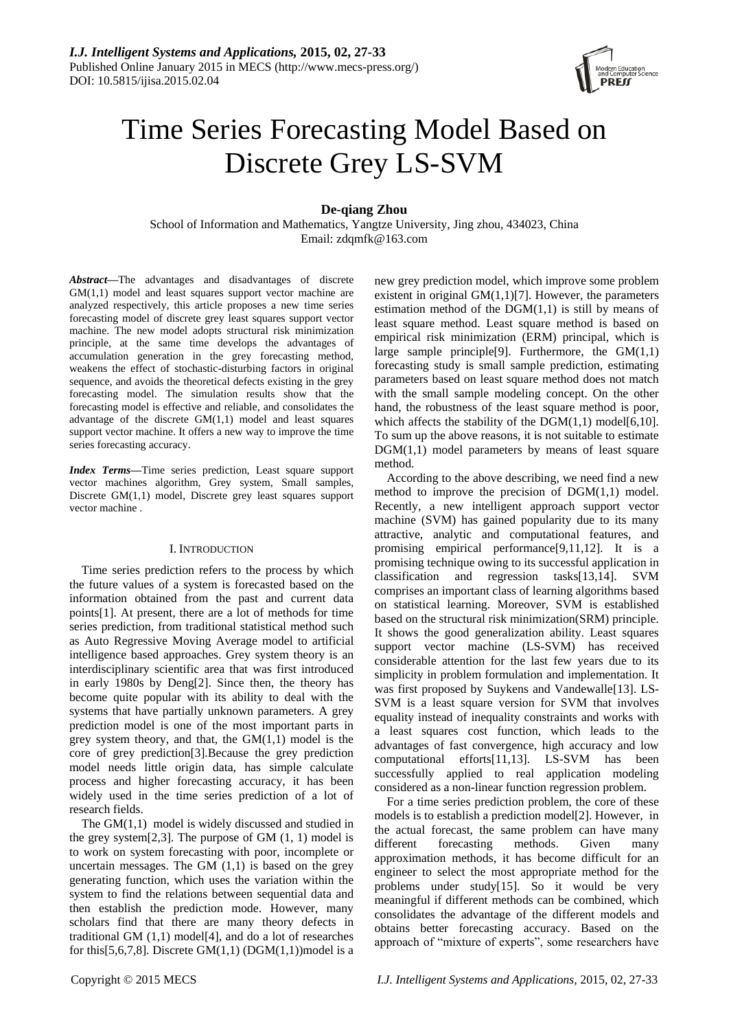# Time Series Forecasting Model Based on Discrete Grey LS-SVM

**De-qiang Zhou**

School of Information and Mathematics, Yangtze University, Jing zhou, 434023, China
Email: zdqmfk@163.com

***Abstract*—**The advantages and disadvantages of discrete GM(1,1) model and least squares support vector machine are analyzed respectively, this article proposes a new time series forecasting model of discrete grey least squares support vector machine. The new model adopts structural risk minimization principle, at the same time develops the advantages of accumulation generation in the grey forecasting method, weakens the effect of stochastic-disturbing factors in original sequence, and avoids the theoretical defects existing in the grey forecasting model. The simulation results show that the forecasting model is effective and reliable, and consolidates the advantage of the discrete GM(1,1) model and least squares support vector machine. It offers a new way to improve the time series forecasting accuracy.

***Index Terms*—**Time series prediction, Least square support vector machines algorithm, Grey system, Small samples, Discrete GM(1,1) model, Discrete grey least squares support vector machine .

## I. Introduction

Time series prediction refers to the process by which the future values of a system is forecasted based on the information obtained from the past and current data points[1]. At present, there are a lot of methods for time series prediction, from traditional statistical method such as Auto Regressive Moving Average model to artificial intelligence based approaches. Grey system theory is an interdisciplinary scientific area that was first introduced in early 1980s by Deng[2]. Since then, the theory has become quite popular with its ability to deal with the systems that have partially unknown parameters. A grey prediction model is one of the most important parts in grey system theory, and that, the GM(1,1) model is the core of grey prediction[3].Because the grey prediction model needs little origin data, has simple calculate process and higher forecasting accuracy, it has been widely used in the time series prediction of a lot of research fields.

The GM(1,1) model is widely discussed and studied in the grey system[2,3]. The purpose of GM (1, 1) model is to work on system forecasting with poor, incomplete or uncertain messages. The GM (1,1) is based on the grey generating function, which uses the variation within the system to find the relations between sequential data and then establish the prediction mode. However, many scholars find that there are many theory defects in traditional GM (1,1) model[4], and do a lot of researches for this[5,6,7,8]. Discrete GM(1,1) (DGM(1,1))model is a new grey prediction model, which improve some problem existent in original GM(1,1)[7]. However, the parameters estimation method of the DGM(1,1) is still by means of least square method. Least square method is based on empirical risk minimization (ERM) principal, which is large sample principle[9]. Furthermore, the GM(1,1) forecasting study is small sample prediction, estimating parameters based on least square method does not match with the small sample modeling concept. On the other hand, the robustness of the least square method is poor, which affects the stability of the DGM(1,1) model[6,10]. To sum up the above reasons, it is not suitable to estimate DGM(1,1) model parameters by means of least square method.

According to the above describing, we need find a new method to improve the precision of DGM(1,1) model. Recently, a new intelligent approach support vector machine (SVM) has gained popularity due to its many attractive, analytic and computational features, and promising empirical performance[9,11,12]. It is a promising technique owing to its successful application in classification and regression tasks[13,14]. SVM comprises an important class of learning algorithms based on statistical learning. Moreover, SVM is established based on the structural risk minimization(SRM) principle. It shows the good generalization ability. Least squares support vector machine (LS-SVM) has received considerable attention for the last few years due to its simplicity in problem formulation and implementation. It was first proposed by Suykens and Vandewalle[13]. LS-SVM is a least square version for SVM that involves equality instead of inequality constraints and works with a least squares cost function, which leads to the advantages of fast convergence, high accuracy and low computational efforts[11,13]. LS-SVM has been successfully applied to real application modeling considered as a non-linear function regression problem.

For a time series prediction problem, the core of these models is to establish a prediction model[2]. However, in the actual forecast, the same problem can have many different forecasting methods. Given many approximation methods, it has become difficult for an engineer to select the most appropriate method for the problems under study[15]. So it would be very meaningful if different methods can be combined, which consolidates the advantage of the different models and obtains better forecasting accuracy. Based on the approach of "mixture of experts", some researchers have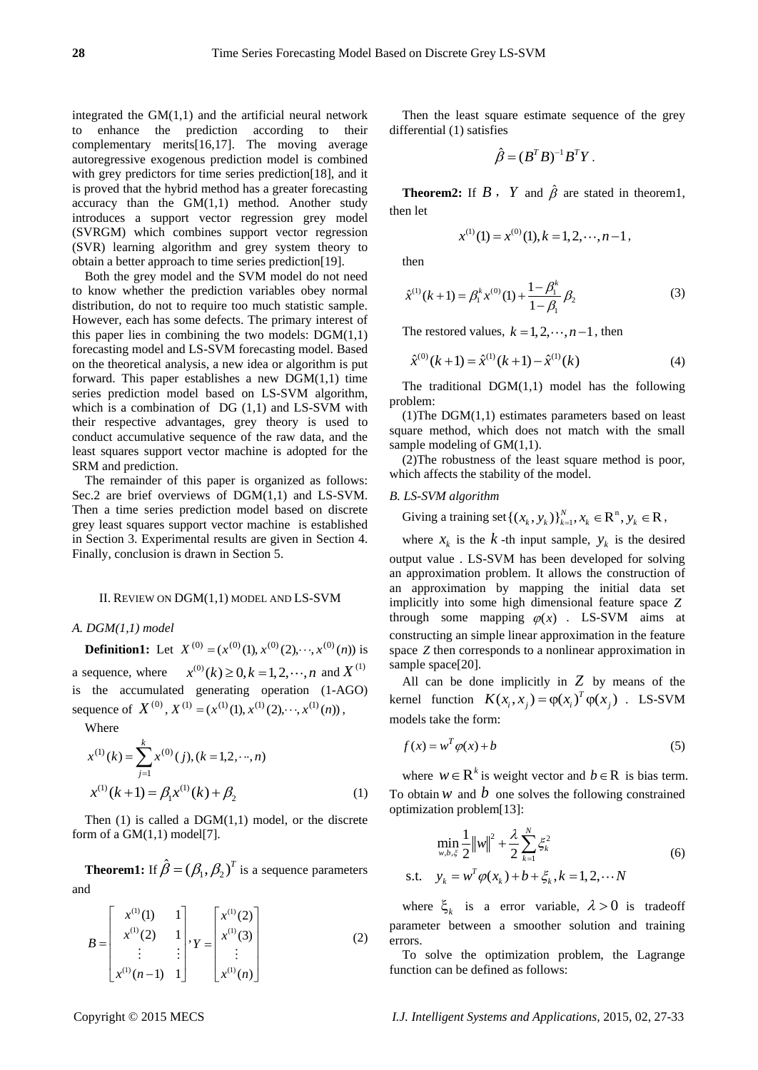integrated the GM(1,1) and the artificial neural network to enhance the prediction according to their complementary merits[16,17]. The moving average autoregressive exogenous prediction model is combined with grey predictors for time series prediction[18], and it is proved that the hybrid method has a greater forecasting accuracy than the GM(1,1) method. Another study introduces a support vector regression grey model (SVRGM) which combines support vector regression (SVR) learning algorithm and grey system theory to obtain a better approach to time series prediction[19].

Both the grey model and the SVM model do not need to know whether the prediction variables obey normal distribution, do not to require too much statistic sample. However, each has some defects. The primary interest of this paper lies in combining the two models: DGM(1,1) forecasting model and LS-SVM forecasting model. Based on the theoretical analysis, a new idea or algorithm is put forward. This paper establishes a new DGM(1,1) time series prediction model based on LS-SVM algorithm, which is a combination of DG (1,1) and LS-SVM with their respective advantages, grey theory is used to conduct accumulative sequence of the raw data, and the least squares support vector machine is adopted for the SRM and prediction.

The remainder of this paper is organized as follows: Sec.2 are brief overviews of DGM(1,1) and LS-SVM. Then a time series prediction model based on discrete grey least squares support vector machine is established in Section 3. Experimental results are given in Section 4. Finally, conclusion is drawn in Section 5.

## II. Review on DGM(1,1) Model and LS-SVM

### A. DGM(1,1) model

**Definition1:** Let $X^{(0)} = (x^{(0)}(1), x^{(0)}(2), \cdots, x^{(0)}(n))$ is a sequence, where $x^{(0)}(k) \geq 0, k = 1, 2, \cdots, n$ and $X^{(1)}$ is the accumulated generating operation (1-AGO) sequence of $X^{(0)}$, $X^{(1)} = (x^{(1)}(1), x^{(1)}(2), \cdots, x^{(1)}(n))$,

Where

$$x^{(1)}(k) = \sum_{j=1}^{k} x^{(0)}(j), (k = 1, 2, \cdots, n)$$

$$x^{(1)}(k+1) = \beta_1 x^{(1)}(k) + \beta_2 \tag{1}$$

Then (1) is called a DGM(1,1) model, or the discrete form of a GM(1,1) model[7].

**Theorem1:** If $\hat{\beta} = (\beta_1, \beta_2)^T$ is a sequence parameters and

$$B = \begin{bmatrix} x^{(1)}(1) & 1 \\ x^{(1)}(2) & 1 \\ \vdots & \vdots \\ x^{(1)}(n-1) & 1 \end{bmatrix}, Y = \begin{bmatrix} x^{(1)}(2) \\ x^{(1)}(3) \\ \vdots \\ x^{(1)}(n) \end{bmatrix} \tag{2}$$

Then the least square estimate sequence of the grey differential (1) satisfies

$$\hat{\beta} = (B^T B)^{-1} B^T Y .$$

**Theorem2:** If $B$, $Y$ and $\hat{\beta}$ are stated in theorem1, then let

$$x^{(1)}(1) = x^{(0)}(1), k = 1, 2, \cdots, n-1,$$

then

$$\hat{x}^{(1)}(k+1) = \beta_1^k x^{(0)}(1) + \frac{1-\beta_1^k}{1-\beta_1} \beta_2 \tag{3}$$

The restored values, $k = 1, 2, \cdots, n-1$, then

$$\hat{x}^{(0)}(k+1) = \hat{x}^{(1)}(k+1) - \hat{x}^{(1)}(k) \tag{4}$$

The traditional DGM(1,1) model has the following problem:

(1)The DGM(1,1) estimates parameters based on least square method, which does not match with the small sample modeling of GM(1,1).

(2)The robustness of the least square method is poor, which affects the stability of the model.

### B. LS-SVM algorithm

Giving a training set $\{(x_k, y_k)\}_{k=1}^N, x_k \in \mathrm{R}^n, y_k \in \mathrm{R}$,

where $x_k$ is the $k$-th input sample, $y_k$ is the desired output value . LS-SVM has been developed for solving an approximation problem. It allows the construction of an approximation by mapping the initial data set implicitly into some high dimensional feature space $Z$ through some mapping $\varphi(x)$ . LS-SVM aims at constructing an simple linear approximation in the feature space $Z$ then corresponds to a nonlinear approximation in sample space[20].

All can be done implicitly in $Z$ by means of the kernel function $K(x_i, x_j) = \varphi(x_i)^T \varphi(x_j)$ . LS-SVM models take the form:

$$f(x) = w^T \varphi(x) + b \tag{5}$$

where $w \in \mathrm{R}^k$ is weight vector and $b \in \mathrm{R}$ is bias term. To obtain $w$ and $b$ one solves the following constrained optimization problem[13]:

$$\min_{w,b,\xi} \frac{1}{2}\|w\|^2 + \frac{\lambda}{2}\sum_{k=1}^{N}\xi_k^2$$
$$\text{s.t.} \quad y_k = w^T \varphi(x_k) + b + \xi_k, k = 1, 2, \cdots N \tag{6}$$

where $\xi_k$ is a error variable, $\lambda > 0$ is tradeoff parameter between a smoother solution and training errors.

To solve the optimization problem, the Lagrange function can be defined as follows: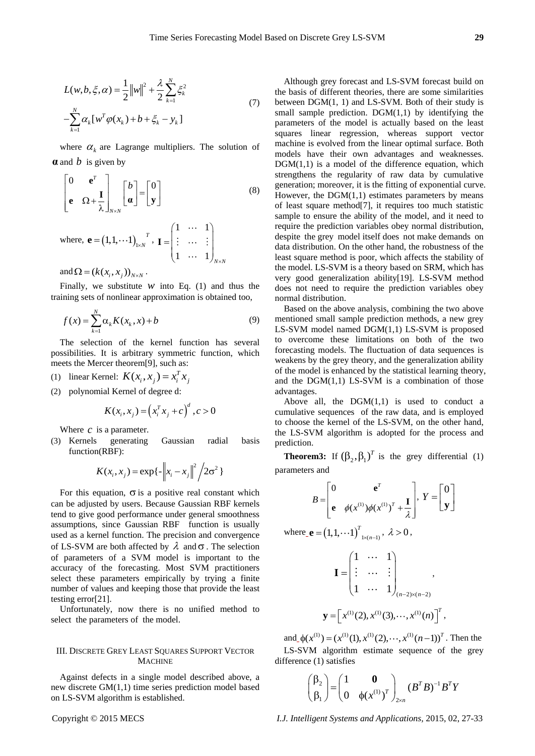$$L(w,b,\xi,\alpha)=\frac{1}{2}\|w\|^2+\frac{\lambda}{2}\sum_{k=1}^{N}\xi_k^2 \\ -\sum_{k=1}^{N}\alpha_k[w^T\varphi(x_k)+b+\xi_k-y_k] \tag{7}$$

where $\alpha_k$ are Lagrange multipliers. The solution of $\boldsymbol{\alpha}$ and $b$ is given by

$$\begin{bmatrix} 0 & \mathbf{e}^T \\ \mathbf{e} & \Omega+\frac{\mathbf{I}}{\lambda} \end{bmatrix}_{N\times N} \begin{bmatrix} b \\ \boldsymbol{\alpha} \end{bmatrix}=\begin{bmatrix} 0 \\ \mathbf{y} \end{bmatrix} \tag{8}$$

where, $\mathbf{e}=(1,1,\cdots 1)_{1\times N}^{\ \ T}$, $\mathbf{I}=\begin{pmatrix} 1 & \cdots & 1 \\ \vdots & \cdots & \vdots \\ 1 & \cdots & 1 \end{pmatrix}_{N\times N}$

and $\Omega=(k(x_i,x_j))_{N\times N}$.

Finally, we substitute $w$ into Eq. (1) and thus the training sets of nonlinear approximation is obtained too,

$$f(x)=\sum_{k=1}^{N}\alpha_k K(x_k,x)+b \tag{9}$$

The selection of the kernel function has several possibilities. It is arbitrary symmetric function, which meets the Mercer theorem[9], such as:

(1) linear Kernel: $K(x_i,x_j)=x_i^T x_j$

(2) polynomial Kernel of degree d:

$$K(x_i,x_j)=\left(x_i^T x_j+c\right)^d, c>0$$

Where $c$ is a parameter.

(3) Kernels generating Gaussian radial basis function(RBF):

$$K(x_i,x_j)=\exp\{-\left\|x_i-x_j\right\|^2 \big/ 2\sigma^2\}$$

For this equation, $\sigma$ is a positive real constant which can be adjusted by users. Because Gaussian RBF kernels tend to give good performance under general smoothness assumptions, since Gaussian RBF function is usually used as a kernel function. The precision and convergence of LS-SVM are both affected by $\lambda$ and $\sigma$. The selection of parameters of a SVM model is important to the accuracy of the forecasting. Most SVM practitioners select these parameters empirically by trying a finite number of values and keeping those that provide the least testing error[21].

Unfortunately, now there is no unified method to select the parameters of the model.

## III. Discrete Grey Least Squares Support Vector Machine

Against defects in a single model described above, a new discrete GM(1,1) time series prediction model based on LS-SVM algorithm is established.

Although grey forecast and LS-SVM forecast build on the basis of different theories, there are some similarities between DGM(1, 1) and LS-SVM. Both of their study is small sample prediction. DGM(1,1) by identifying the parameters of the model is actually based on the least squares linear regression, whereas support vector machine is evolved from the linear optimal surface. Both models have their own advantages and weaknesses. DGM(1,1) is a model of the difference equation, which strengthens the regularity of raw data by cumulative generation; moreover, it is the fitting of exponential curve. However, the DGM(1,1) estimates parameters by means of least square method[7], it requires too much statistic sample to ensure the ability of the model, and it need to require the prediction variables obey normal distribution, despite the grey model itself does not make demands on data distribution. On the other hand, the robustness of the least square method is poor, which affects the stability of the model. LS-SVM is a theory based on SRM, which has very good generalization ability[19]. LS-SVM method does not need to require the prediction variables obey normal distribution.

Based on the above analysis, combining the two above mentioned small sample prediction methods, a new grey LS-SVM model named DGM(1,1) LS-SVM is proposed to overcome these limitations on both of the two forecasting models. The fluctuation of data sequences is weakens by the grey theory, and the generalization ability of the model is enhanced by the statistical learning theory, and the DGM(1,1) LS-SVM is a combination of those advantages.

Above all, the DGM(1,1) is used to conduct a cumulative sequences of the raw data, and is employed to choose the kernel of the LS-SVM, on the other hand, the LS-SVM algorithm is adopted for the process and prediction.

**Theorem3:** If $(\beta_2,\beta_1)^T$ is the grey differential (1) parameters and

$$B=\begin{bmatrix} 0 & \mathbf{e}^T \\ \mathbf{e} & \phi(x^{(1)})\phi(x^{(1)})^T+\frac{\mathbf{I}}{\lambda} \end{bmatrix},\ Y=\begin{bmatrix} 0 \\ \mathbf{y} \end{bmatrix}$$

where $\mathbf{e}=(1,1,\cdots 1)^T_{1\times(n-1)}$, $\lambda>0$,

$$\mathbf{I}=\begin{pmatrix} 1 & \cdots & 1 \\ \vdots & \cdots & \vdots \\ 1 & \cdots & 1 \end{pmatrix}_{(n-2)\times(n-2)},$$

$$\mathbf{y}=\left[x^{(1)}(2),x^{(1)}(3),\cdots,x^{(1)}(n)\right]^T,$$

and $\phi(x^{(1)})=(x^{(1)}(1),x^{(1)}(2),\cdots,x^{(1)}(n-1))^T$. Then the LS-SVM algorithm estimate sequence of the grey difference (1) satisfies

$$\begin{pmatrix} \beta_2 \\ \beta_1 \end{pmatrix}=\begin{pmatrix} 1 & \mathbf{0} \\ 0 & \phi(x^{(1)})^T \end{pmatrix}_{2\times n}(B^TB)^{-1}B^TY$$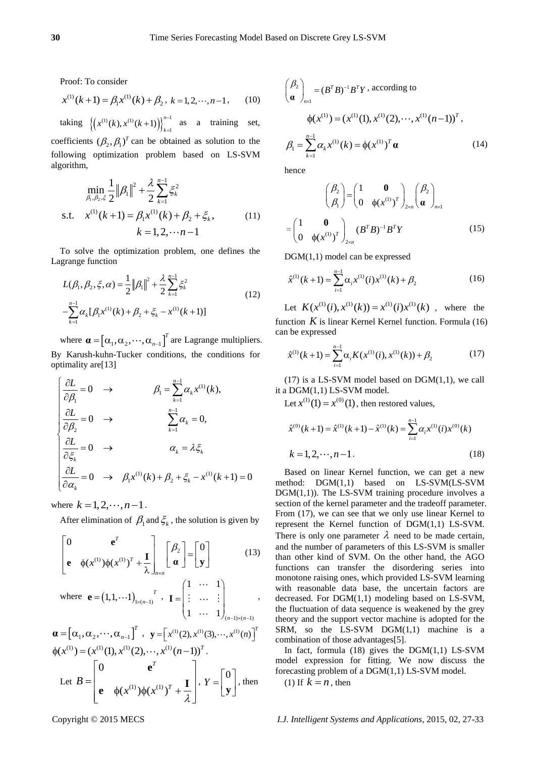Proof: To consider

$$x^{(1)}(k+1)=\beta_1 x^{(1)}(k)+\beta_2,\ k=1,2,\cdots,n-1, \tag{10}$$

taking $\left\{\left(x^{(1)}(k),x^{(1)}(k+1)\right)\right\}_{k=1}^{n-1}$ as a training set, coefficients $(\beta_2,\beta_1)^T$ can be obtained as solution to the following optimization problem based on LS-SVM algorithm,

$$\min_{\beta_1,\beta_2,\xi}\frac{1}{2}\|\beta_1\|^2+\frac{\lambda}{2}\sum_{k=1}^{n-1}\xi_k^2$$
$$\text{s.t.}\quad x^{(1)}(k+1)=\beta_1 x^{(1)}(k)+\beta_2+\xi_k, \tag{11}$$
$$k=1,2,\cdots n-1$$

To solve the optimization problem, one defines the Lagrange function

$$L(\beta_1,\beta_2,\xi,\alpha)=\frac{1}{2}\|\beta_1\|^2+\frac{\lambda}{2}\sum_{k=1}^{n-1}\xi_k^2 -\sum_{k=1}^{n-1}\alpha_k[\beta_1 x^{(1)}(k)+\beta_2+\xi_k-x^{(1)}(k+1)] \tag{12}$$

where $\boldsymbol{\alpha}=\left[\alpha_1,\alpha_2,\cdots,\alpha_{n-1}\right]^T$ are Lagrange multipliers. By Karush-kuhn-Tucker conditions, the conditions for optimality are[13]

$$\begin{cases}\dfrac{\partial L}{\partial \beta_1}=0 & \rightarrow \quad \beta_1=\sum_{k=1}^{n-1}\alpha_k x^{(1)}(k),\\ \dfrac{\partial L}{\partial \beta_2}=0 & \rightarrow \quad \sum_{k=1}^{n-1}\alpha_k=0,\\ \dfrac{\partial L}{\partial \xi_k}=0 & \rightarrow \quad \alpha_k=\lambda\xi_k\\ \dfrac{\partial L}{\partial \alpha_k}=0 & \rightarrow \quad \beta_1 x^{(1)}(k)+\beta_2+\xi_k-x^{(1)}(k+1)=0\end{cases}$$

where $k=1,2,\cdots,n-1$.

After elimination of $\beta_1$ and $\xi_k$, the solution is given by

$$\begin{bmatrix}0 & \mathbf{e}^T\\ \mathbf{e} & \phi(x^{(1)})\phi(x^{(1)})^T+\dfrac{\mathbf{I}}{\lambda}\end{bmatrix}_{n\times n}\begin{bmatrix}\beta_2\\ \boldsymbol{\alpha}\end{bmatrix}=\begin{bmatrix}0\\ \mathbf{y}\end{bmatrix} \tag{13}$$

where $\mathbf{e}=\left(1,1,\cdots1\right)_{1\times(n-1)}^{\ T}$, $\mathbf{I}=\begin{pmatrix}1 & \cdots & 1\\ \vdots & \cdots & \vdots\\ 1 & \cdots & 1\end{pmatrix}_{(n-1)\times(n-1)}$,

$\boldsymbol{\alpha}=\left[\alpha_1,\alpha_2,\cdots,\alpha_{n-1}\right]^T$, $\mathbf{y}=\left[x^{(1)}(2),x^{(1)}(3),\cdots,x^{(1)}(n)\right]^T$ $\phi(x^{(1)})=(x^{(1)}(1),x^{(1)}(2),\cdots,x^{(1)}(n-1))^T$.

Let $B=\begin{bmatrix}0 & \mathbf{e}^T\\ \mathbf{e} & \phi(x^{(1)})\phi(x^{(1)})^T+\dfrac{\mathbf{I}}{\lambda}\end{bmatrix}$, $Y=\begin{bmatrix}0\\ \mathbf{y}\end{bmatrix}$, then

$\begin{pmatrix}\beta_2\\ \boldsymbol{\alpha}\end{pmatrix}_{n\times1}=(B^TB)^{-1}B^TY$, according to

$$\phi(x^{(1)})=(x^{(1)}(1),x^{(1)}(2),\cdots,x^{(1)}(n-1))^T,$$

$$\beta_1=\sum_{k=1}^{n-1}\alpha_k x^{(1)}(k)=\phi(x^{(1)})^T\boldsymbol{\alpha} \tag{14}$$

hence

$$\begin{pmatrix}\beta_2\\ \beta_1\end{pmatrix}=\begin{pmatrix}1 & \mathbf{0}\\ 0 & \phi(x^{(1)})^T\end{pmatrix}_{2\times n}\begin{pmatrix}\beta_2\\ \boldsymbol{\alpha}\end{pmatrix}_{n\times1}$$
$$=\begin{pmatrix}1 & \mathbf{0}\\ 0 & \phi(x^{(1)})^T\end{pmatrix}_{2\times n}(B^TB)^{-1}B^TY \tag{15}$$

DGM(1,1) model can be expressed

$$\hat{x}^{(1)}(k+1)=\sum_{i=1}^{n-1}\alpha_i x^{(1)}(i)x^{(1)}(k)+\beta_2 \tag{16}$$

Let $K(x^{(1)}(i),x^{(1)}(k))=x^{(1)}(i)x^{(1)}(k)$, where the function $K$ is linear Kernel Kernel function. Formula (16) can be expressed

$$\hat{x}^{(1)}(k+1)=\sum_{i=1}^{n-1}\alpha_i K(x^{(1)}(i),x^{(1)}(k))+\beta_2 \tag{17}$$

(17) is a LS-SVM model based on DGM(1,1), we call it a DGM(1,1) LS-SVM model.

Let $x^{(1)}(1)=x^{(0)}(1)$, then restored values,

$$\hat{x}^{(0)}(k+1)=\hat{x}^{(1)}(k+1)-\hat{x}^{(1)}(k)=\sum_{i=1}^{n-1}\alpha_i x^{(1)}(i)x^{(0)}(k)$$
$$k=1,2,\cdots,n-1. \tag{18}$$

Based on linear Kernel function, we can get a new method: DGM(1,1) based on LS-SVM(LS-SVM DGM(1,1)). The LS-SVM training procedure involves a section of the kernel parameter and the tradeoff parameter. From (17), we can see that we only use linear Kernel to represent the Kernel function of DGM(1,1) LS-SVM. There is only one parameter $\lambda$ need to be made certain, and the number of parameters of this LS-SVM is smaller than other kind of SVM. On the other hand, the AGO functions can transfer the disordering series into monotone raising ones, which provided LS-SVM learning with reasonable data base, the uncertain factors are decreased. For DGM(1,1) modeling based on LS-SVM, the fluctuation of data sequence is weakened by the grey theory and the support vector machine is adopted for the SRM, so the LS-SVM DGM(1,1) machine is a combination of those advantages[5].

In fact, formula (18) gives the DGM(1,1) LS-SVM model expression for fitting. We now discuss the forecasting problem of a DGM(1,1) LS-SVM model.

(1) If $k=n$, then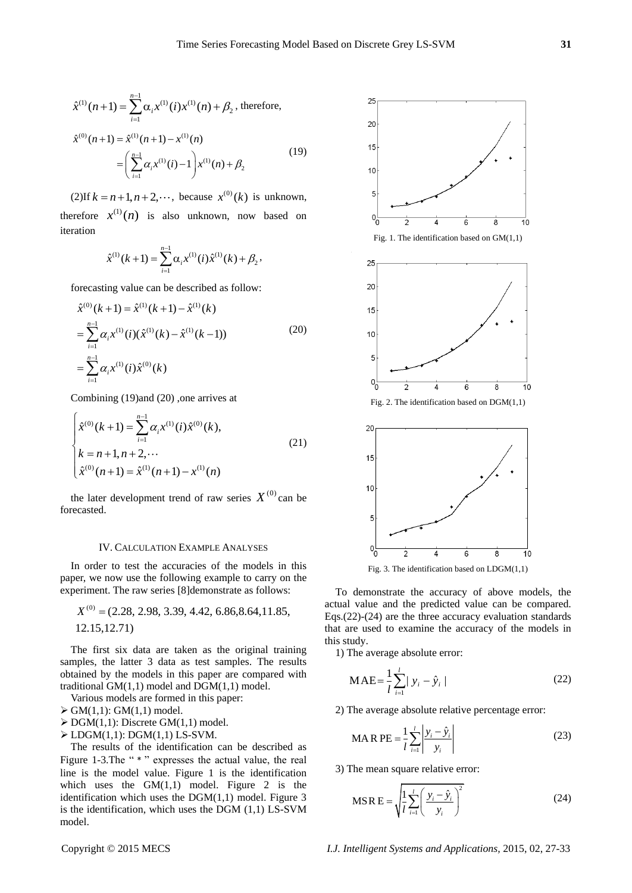$$\hat{x}^{(1)}(n+1) = \sum_{i=1}^{n-1} \alpha_i x^{(1)}(i) x^{(1)}(n) + \beta_2 \text{, therefore,}$$

$$\begin{aligned} \hat{x}^{(0)}(n+1) &= \hat{x}^{(1)}(n+1) - x^{(1)}(n) \\ &= \left( \sum_{i=1}^{n-1} \alpha_i x^{(1)}(i) - 1 \right) x^{(1)}(n) + \beta_2 \end{aligned} \tag{19}$$

(2)If $k = n+1, n+2, \cdots$, because $x^{(0)}(k)$ is unknown, therefore $x^{(1)}(n)$ is also unknown, now based on iteration

$$\hat{x}^{(1)}(k+1) = \sum_{i=1}^{n-1} \alpha_i x^{(1)}(i) \hat{x}^{(1)}(k) + \beta_2 ,$$

forecasting value can be described as follow:

$$\begin{aligned} &\hat{x}^{(0)}(k+1) = \hat{x}^{(1)}(k+1) - \hat{x}^{(1)}(k) \\ &= \sum_{i=1}^{n-1} \alpha_i x^{(1)}(i) (\hat{x}^{(1)}(k) - \hat{x}^{(1)}(k-1)) \\ &= \sum_{i=1}^{n-1} \alpha_i x^{(1)}(i) \hat{x}^{(0)}(k) \end{aligned} \tag{20}$$

Combining (19)and (20) ,one arrives at

$$\begin{cases} \hat{x}^{(0)}(k+1) = \sum_{i=1}^{n-1} \alpha_i x^{(1)}(i) \hat{x}^{(0)}(k), \\ k = n+1, n+2, \cdots \\ \hat{x}^{(0)}(n+1) = \hat{x}^{(1)}(n+1) - x^{(1)}(n) \end{cases} \tag{21}$$

the later development trend of raw series $X^{(0)}$ can be forecasted.

## IV. Calculation Example Analyses

In order to test the accuracies of the models in this paper, we now use the following example to carry on the experiment. The raw series [8]demonstrate as follows:

$$X^{(0)} = (2.28, 2.98, 3.39, 4.42, 6.86, 8.64, 11.85, 12.15, 12.71)$$

The first six data are taken as the original training samples, the latter 3 data as test samples. The results obtained by the models in this paper are compared with traditional GM(1,1) model and DGM(1,1) model.

Various models are formed in this paper:

- GM(1,1): GM(1,1) model.
- DGM(1,1): Discrete GM(1,1) model.
- LDGM(1,1): DGM(1,1) LS-SVM.

The results of the identification can be described as Figure 1-3.The " * " expresses the actual value, the real line is the model value. Figure 1 is the identification which uses the GM(1,1) model. Figure 2 is the identification which uses the DGM(1,1) model. Figure 3 is the identification, which uses the DGM (1,1) LS-SVM model.

Fig. 1. The identification based on GM(1,1)

Fig. 2. The identification based on DGM(1,1)

Fig. 3. The identification based on LDGM(1,1)

To demonstrate the accuracy of above models, the actual value and the predicted value can be compared. Eqs.(22)-(24) are the three accuracy evaluation standards that are used to examine the accuracy of the models in this study.

1) The average absolute error:

$$\text{MAE} = \frac{1}{l} \sum_{i=1}^{l} | y_i - \hat{y}_i | \tag{22}$$

2) The average absolute relative percentage error:

$$\text{MARPE} = \frac{1}{l} \sum_{i=1}^{l} \left| \frac{y_i - \hat{y}_i}{y_i} \right| \tag{23}$$

3) The mean square relative error:

$$\text{MSRE} = \sqrt{\frac{1}{l} \sum_{i=1}^{l} \left( \frac{y_i - \hat{y}_i}{y_i} \right)^2} \tag{24}$$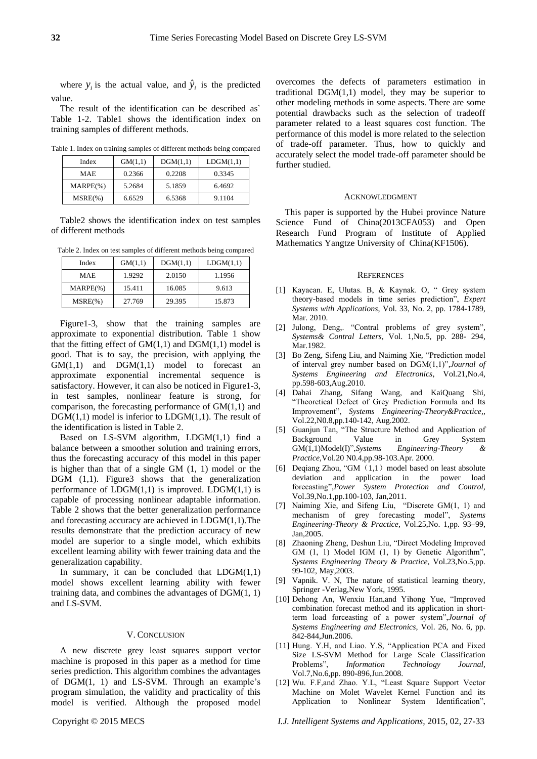where $y_i$ is the actual value, and $\hat{y}_i$ is the predicted value.

The result of the identification can be described as` Table 1-2. Table1 shows the identification index on training samples of different methods.

Table 1. Index on training samples of different methods being compared

| Index | GM(1,1) | DGM(1,1) | LDGM(1,1) |
|---|---|---|---|
| MAE | 0.2366 | 0.2208 | 0.3345 |
| MARPE(%) | 5.2684 | 5.1859 | 6.4692 |
| MSRE(%) | 6.6529 | 6.5368 | 9.1104 |

Table2 shows the identification index on test samples of different methods

Table 2. Index on test samples of different methods being compared

| Index | GM(1,1) | DGM(1,1) | LDGM(1,1) |
|---|---|---|---|
| MAE | 1.9292 | 2.0150 | 1.1956 |
| MARPE(%) | 15.411 | 16.085 | 9.613 |
| MSRE(%) | 27.769 | 29.395 | 15.873 |

Figure1-3, show that the training samples are approximate to exponential distribution. Table 1 show that the fitting effect of GM(1,1) and DGM(1,1) model is good. That is to say, the precision, with applying the GM(1,1) and DGM(1,1) model to forecast an approximate exponential incremental sequence is satisfactory. However, it can also be noticed in Figure1-3, in test samples, nonlinear feature is strong, for comparison, the forecasting performance of GM(1,1) and DGM(1,1) model is inferior to LDGM(1,1). The result of the identification is listed in Table 2.

Based on LS-SVM algorithm, LDGM(1,1) find a balance between a smoother solution and training errors, thus the forecasting accuracy of this model in this paper is higher than that of a single GM (1, 1) model or the DGM (1,1). Figure3 shows that the generalization performance of LDGM(1,1) is improved. LDGM(1,1) is capable of processing nonlinear adaptable information. Table 2 shows that the better generalization performance and forecasting accuracy are achieved in LDGM(1,1).The results demonstrate that the prediction accuracy of new model are superior to a single model, which exhibits excellent learning ability with fewer training data and the generalization capability.

In summary, it can be concluded that LDGM(1,1) model shows excellent learning ability with fewer training data, and combines the advantages of DGM(1, 1) and LS-SVM.

## V. Conclusion

A new discrete grey least squares support vector machine is proposed in this paper as a method for time series prediction. This algorithm combines the advantages of DGM(1, 1) and LS-SVM. Through an example's program simulation, the validity and practicality of this model is verified. Although the proposed model overcomes the defects of parameters estimation in traditional DGM(1,1) model, they may be superior to other modeling methods in some aspects. There are some potential drawbacks such as the selection of tradeoff parameter related to a least squares cost function. The performance of this model is more related to the selection of trade-off parameter. Thus, how to quickly and accurately select the model trade-off parameter should be further studied.

## Acknowledgment

This paper is supported by the Hubei province Nature Science Fund of China(2013CFA053) and Open Research Fund Program of Institute of Applied Mathematics Yangtze University of China(KF1506).

## References

[1] Kayacan. E, Ulutas. B, & Kaynak. O, " Grey system theory-based models in time series prediction", *Expert Systems with Applications*, Vol. 33, No. 2, pp. 1784-1789, Mar. 2010.

[2] Julong, Deng,. "Contral problems of grey system", *Systems& Contral Letters*, Vol. 1,No.5, pp. 288- 294, Mar.1982.

[3] Bo Zeng, Sifeng Liu, and Naiming Xie, "Prediction model of interval grey number based on DGM(1,1)",*Journal of Systems Engineering and Electronics*, Vol.21,No.4, pp.598-603,Aug.2010.

[4] Dahai Zhang, Sifang Wang, and KaiQuang Shi, "Theoretical Defect of Grey Prediction Formula and Its Improvement", *Systems Engineering-Theory&Practice*,, Vol.22,N0.8,pp.140-142, Aug.2002.

[5] Guanjun Tan, "The Structure Method and Application of Background Value in Grey System GM(1,1)Model(I)",*Systems Engineering-Theory & Practice*,Vol.20 N0.4,pp.98-103.Apr. 2000.

[6] Deqiang Zhou, "GM（1,1）model based on least absolute deviation and application in the power load forecasting",*Power System Protection and Control*, Vol.39,No.1,pp.100-103, Jan,2011.

[7] Naiming Xie, and Sifeng Liu, "Discrete GM(1, 1) and mechanism of grey forecasting model", *Systems Engineering-Theory & Practice*, Vol.25,No. 1,pp. 93–99, Jan,2005.

[8] Zhaoning Zheng, Deshun Liu, "Direct Modeling Improved GM (1, 1) Model IGM (1, 1) by Genetic Algorithm", *Systems Engineering Theory & Practice*, Vol.23,No.5,pp. 99-102, May,2003.

[9] Vapnik. V. N, The nature of statistical learning theory, Springer -Verlag,New York, 1995.

[10] Dehong An, Wenxiu Han,and Yihong Yue, "Improved combination forecast method and its application in short-term load forceasting of a power system",*Journal of Systems Engineering and Electronics*, Vol. 26, No. 6, pp. 842-844,Jun.2006.

[11] Hung. Y.H, and Liao. Y.S, "Application PCA and Fixed Size LS-SVM Method for Large Scale Classification Problems", *Information Technology Journal*, Vol.7,No.6,pp. 890-896,Jun.2008.

[12] Wu. F.F,and Zhao. Y.L, "Least Square Support Vector Machine on Molet Wavelet Kernel Function and its Application to Nonlinear System Identification",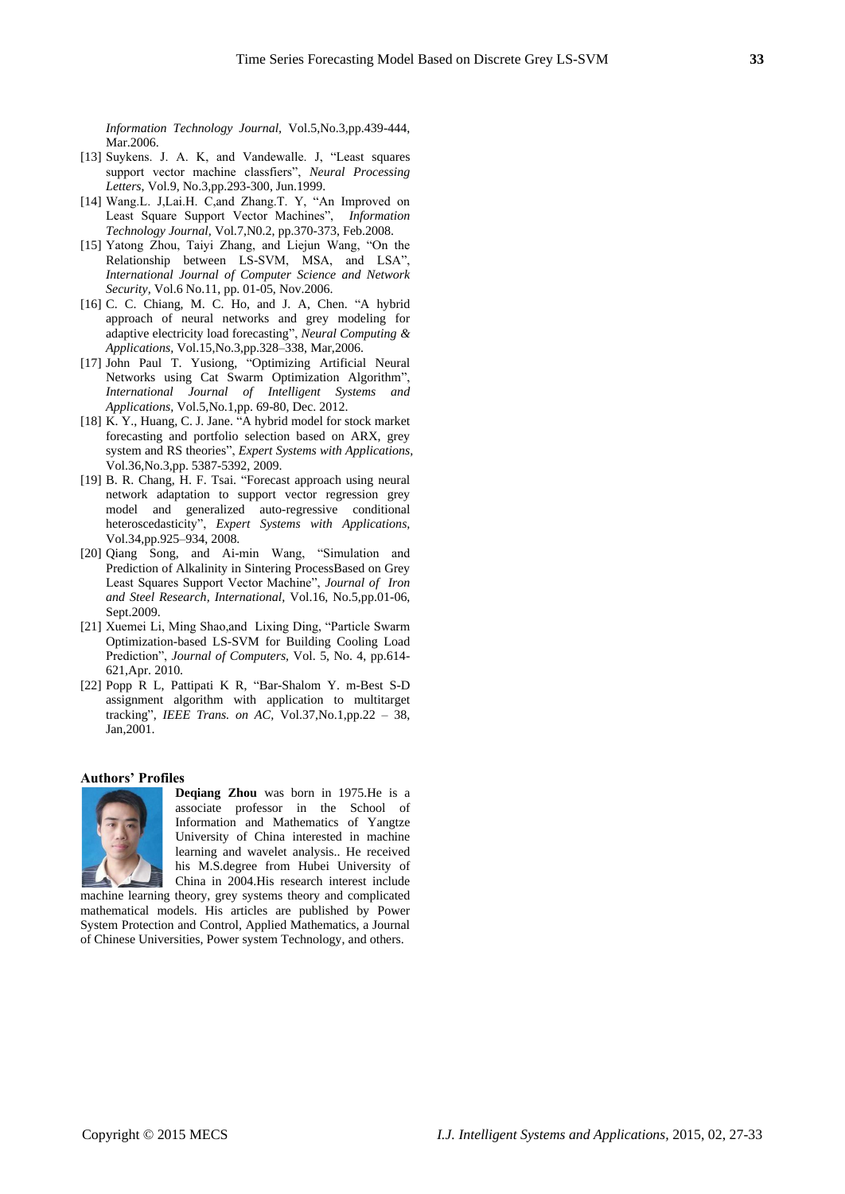*Information Technology Journal*, Vol.5,No.3,pp.439-444, Mar.2006.

[13] Suykens. J. A. K, and Vandewalle. J, "Least squares support vector machine classfiers", *Neural Processing Letters*, Vol.9, No.3,pp.293-300, Jun.1999.

[14] Wang.L. J,Lai.H. C,and Zhang.T. Y, "An Improved on Least Square Support Vector Machines", *Information Technology Journal*, Vol.7,N0.2, pp.370-373, Feb.2008.

[15] Yatong Zhou, Taiyi Zhang, and Liejun Wang, "On the Relationship between LS-SVM, MSA, and LSA", *International Journal of Computer Science and Network Security*, Vol.6 No.11, pp. 01-05, Nov.2006.

[16] C. C. Chiang, M. C. Ho, and J. A, Chen. "A hybrid approach of neural networks and grey modeling for adaptive electricity load forecasting", *Neural Computing & Applications*, Vol.15,No.3,pp.328–338, Mar,2006.

[17] John Paul T. Yusiong, "Optimizing Artificial Neural Networks using Cat Swarm Optimization Algorithm", *International Journal of Intelligent Systems and Applications*, Vol.5,No.1,pp. 69-80, Dec. 2012.

[18] K. Y., Huang, C. J. Jane. "A hybrid model for stock market forecasting and portfolio selection based on ARX, grey system and RS theories", *Expert Systems with Applications*, Vol.36,No.3,pp. 5387-5392, 2009.

[19] B. R. Chang, H. F. Tsai. "Forecast approach using neural network adaptation to support vector regression grey model and generalized auto-regressive conditional heteroscedasticity", *Expert Systems with Applications*, Vol.34,pp.925–934, 2008.

[20] Qiang Song, and Ai-min Wang, "Simulation and Prediction of Alkalinity in Sintering ProcessBased on Grey Least Squares Support Vector Machine", *Journal of Iron and Steel Research, International*, Vol.16, No.5,pp.01-06, Sept.2009.

[21] Xuemei Li, Ming Shao,and Lixing Ding, "Particle Swarm Optimization-based LS-SVM for Building Cooling Load Prediction", *Journal of Computers*, Vol. 5, No. 4, pp.614-621,Apr. 2010.

[22] Popp R L, Pattipati K R, "Bar-Shalom Y. m-Best S-D assignment algorithm with application to multitarget tracking", *IEEE Trans. on AC*, Vol.37,No.1,pp.22 – 38, Jan,2001.

**Authors' Profiles**

**Deqiang Zhou** was born in 1975.He is a associate professor in the School of Information and Mathematics of Yangtze University of China interested in machine learning and wavelet analysis.. He received his M.S.degree from Hubei University of China in 2004.His research interest include machine learning theory, grey systems theory and complicated mathematical models. His articles are published by Power System Protection and Control, Applied Mathematics, a Journal of Chinese Universities, Power system Technology, and others.